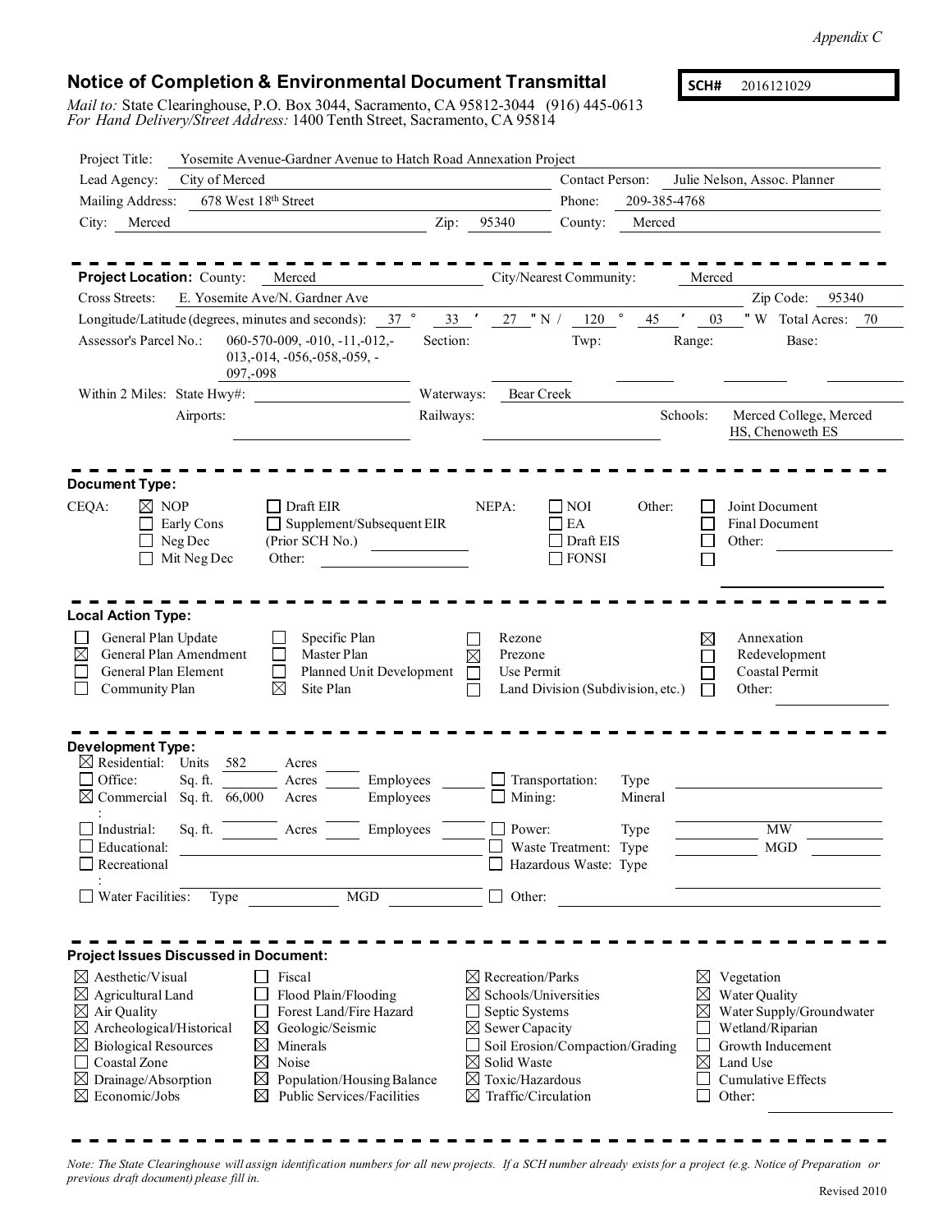*Appendix C*

# Notice of Completion & Environmental Document Transmittal

**SCH#** 2016121029

*Mail to:* State Clearinghouse, P.O. Box 3044, Sacramento, CA 95812-3044 (916) 445-0613
*For Hand Delivery/Street Address:* 1400 Tenth Street, Sacramento, CA 95814

Project Title: Yosemite Avenue-Gardner Avenue to Hatch Road Annexation Project

Lead Agency: City of Merced — Contact Person: Julie Nelson, Assoc. Planner

Mailing Address: 678 West 18th Street — Phone: 209-385-4768

City: Merced — Zip: 95340 — County: Merced

---

**Project Location:** County: Merced — City/Nearest Community: Merced

Cross Streets: E. Yosemite Ave/N. Gardner Ave — Zip Code: 95340

Longitude/Latitude (degrees, minutes and seconds): 37 ° 33 ′ 27 ″ N / 120 ° 45 ′ 03 ″ W Total Acres: 70

Assessor's Parcel No.: 060-570-009, -010, -11,-012,-013,-014, -056,-058,-059, -097,-098 — Section: — Twp: — Range: — Base:

Within 2 Miles: State Hwy#: — Waterways: Bear Creek

Airports: — Railways: — Schools: Merced College, Merced HS, Chenoweth ES

---

**Document Type:**

CEQA: ☒ NOP ☐ Early Cons ☐ Neg Dec ☐ Mit Neg Dec ☐ Draft EIR ☐ Supplement/Subsequent EIR (Prior SCH No.) Other:

NEPA: ☐ NOI ☐ EA ☐ Draft EIS ☐ FONSI

Other: ☐ Joint Document ☐ Final Document ☐ Other: ☐

---

**Local Action Type:**

- ☐ General Plan Update
- ☒ General Plan Amendment
- ☐ General Plan Element
- ☐ Community Plan
- ☐ Specific Plan
- ☐ Master Plan
- ☐ Planned Unit Development
- ☒ Site Plan
- ☐ Rezone
- ☒ Prezone
- ☐ Use Permit
- ☐ Land Division (Subdivision, etc.)
- ☒ Annexation
- ☐ Redevelopment
- ☐ Coastal Permit
- ☐ Other:

---

**Development Type:**

- ☒ Residential: Units 582 Acres
- ☐ Office: Sq. ft. Acres Employees
- ☒ Commercial: Sq. ft. 66,000 Acres Employees
- ☐ Industrial: Sq. ft. Acres Employees
- ☐ Educational:
- ☐ Recreational:
- ☐ Water Facilities: Type MGD
- ☐ Transportation: Type
- ☐ Mining: Mineral
- ☐ Power: Type MW
- ☐ Waste Treatment: Type MGD
- ☐ Hazardous Waste: Type
- ☐ Other:

---

**Project Issues Discussed in Document:**

- ☒ Aesthetic/Visual
- ☒ Agricultural Land
- ☒ Air Quality
- ☒ Archeological/Historical
- ☒ Biological Resources
- ☐ Coastal Zone
- ☒ Drainage/Absorption
- ☒ Economic/Jobs
- ☐ Fiscal
- ☐ Flood Plain/Flooding
- ☐ Forest Land/Fire Hazard
- ☒ Geologic/Seismic
- ☒ Minerals
- ☒ Noise
- ☒ Population/Housing Balance
- ☒ Public Services/Facilities
- ☒ Recreation/Parks
- ☒ Schools/Universities
- ☐ Septic Systems
- ☒ Sewer Capacity
- ☐ Soil Erosion/Compaction/Grading
- ☒ Solid Waste
- ☒ Toxic/Hazardous
- ☒ Traffic/Circulation
- ☒ Vegetation
- ☒ Water Quality
- ☒ Water Supply/Groundwater
- ☐ Wetland/Riparian
- ☐ Growth Inducement
- ☒ Land Use
- ☐ Cumulative Effects
- ☐ Other:

---

*Note: The State Clearinghouse will assign identification numbers for all new projects. If a SCH number already exists for a project (e.g. Notice of Preparation or previous draft document) please fill in.*

Revised 2010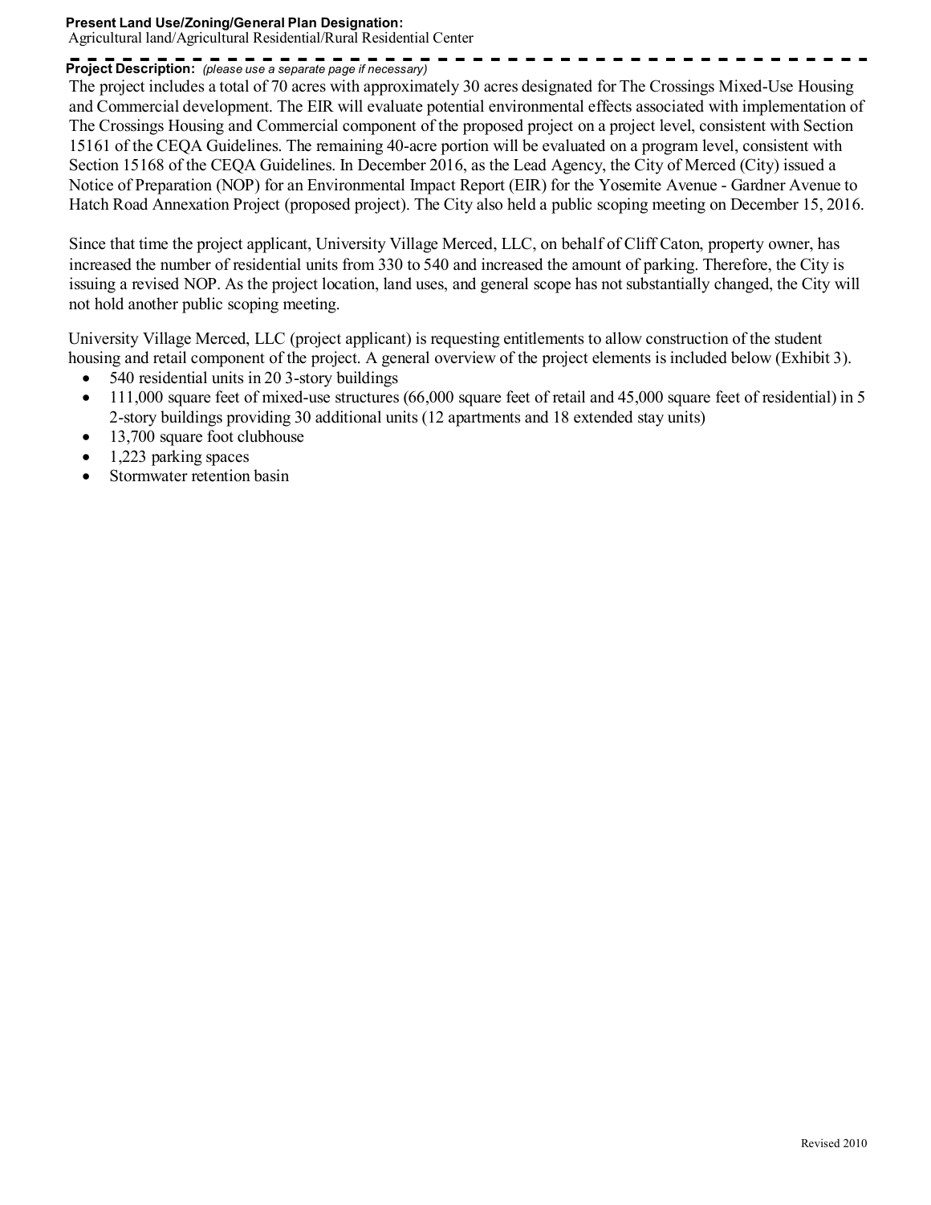**Present Land Use/Zoning/General Plan Designation:**
Agricultural land/Agricultural Residential/Rural Residential Center

**Project Description:** *(please use a separate page if necessary)*

The project includes a total of 70 acres with approximately 30 acres designated for The Crossings Mixed-Use Housing and Commercial development. The EIR will evaluate potential environmental effects associated with implementation of The Crossings Housing and Commercial component of the proposed project on a project level, consistent with Section 15161 of the CEQA Guidelines. The remaining 40-acre portion will be evaluated on a program level, consistent with Section 15168 of the CEQA Guidelines. In December 2016, as the Lead Agency, the City of Merced (City) issued a Notice of Preparation (NOP) for an Environmental Impact Report (EIR) for the Yosemite Avenue - Gardner Avenue to Hatch Road Annexation Project (proposed project). The City also held a public scoping meeting on December 15, 2016.

Since that time the project applicant, University Village Merced, LLC, on behalf of Cliff Caton, property owner, has increased the number of residential units from 330 to 540 and increased the amount of parking. Therefore, the City is issuing a revised NOP. As the project location, land uses, and general scope has not substantially changed, the City will not hold another public scoping meeting.

University Village Merced, LLC (project applicant) is requesting entitlements to allow construction of the student housing and retail component of the project. A general overview of the project elements is included below (Exhibit 3).

- 540 residential units in 20 3-story buildings
- 111,000 square feet of mixed-use structures (66,000 square feet of retail and 45,000 square feet of residential) in 5 2-story buildings providing 30 additional units (12 apartments and 18 extended stay units)
- 13,700 square foot clubhouse
- 1,223 parking spaces
- Stormwater retention basin

Revised 2010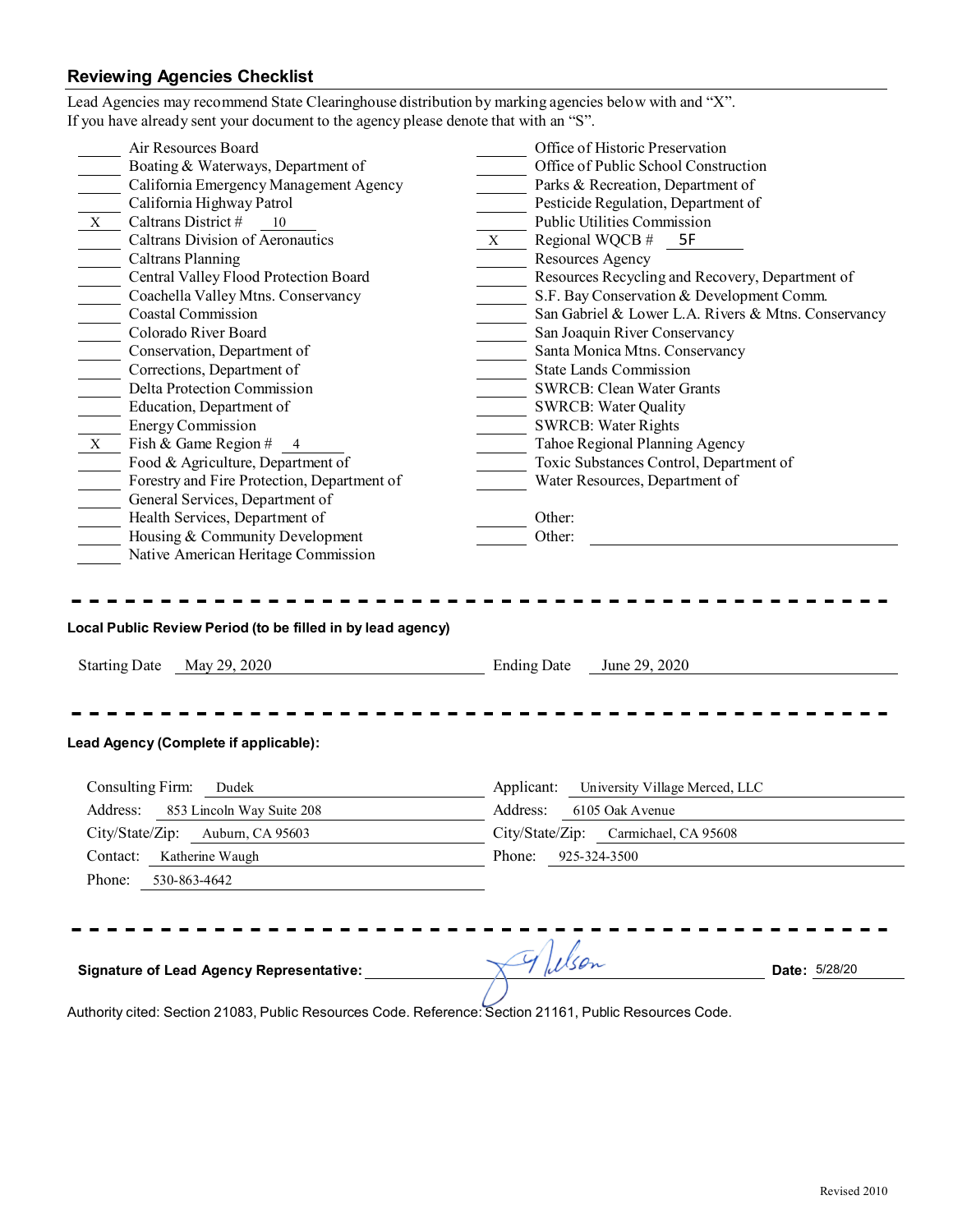## Reviewing Agencies Checklist

Lead Agencies may recommend State Clearinghouse distribution by marking agencies below with and "X".
If you have already sent your document to the agency please denote that with an "S".

| | | | |
|---|---|---|---|
| | Air Resources Board | | Office of Historic Preservation |
| | Boating & Waterways, Department of | | Office of Public School Construction |
| | California Emergency Management Agency | | Parks & Recreation, Department of |
| | California Highway Patrol | | Pesticide Regulation, Department of |
| X | Caltrans District # 10 | | Public Utilities Commission |
| | Caltrans Division of Aeronautics | X | Regional WQCB # 5F |
| | Caltrans Planning | | Resources Agency |
| | Central Valley Flood Protection Board | | Resources Recycling and Recovery, Department of |
| | Coachella Valley Mtns. Conservancy | | S.F. Bay Conservation & Development Comm. |
| | Coastal Commission | | San Gabriel & Lower L.A. Rivers & Mtns. Conservancy |
| | Colorado River Board | | San Joaquin River Conservancy |
| | Conservation, Department of | | Santa Monica Mtns. Conservancy |
| | Corrections, Department of | | State Lands Commission |
| | Delta Protection Commission | | SWRCB: Clean Water Grants |
| | Education, Department of | | SWRCB: Water Quality |
| | Energy Commission | | SWRCB: Water Rights |
| X | Fish & Game Region # 4 | | Tahoe Regional Planning Agency |
| | Food & Agriculture, Department of | | Toxic Substances Control, Department of |
| | Forestry and Fire Protection, Department of | | Water Resources, Department of |
| | General Services, Department of | | |
| | Health Services, Department of | | Other: |
| | Housing & Community Development | | Other: |
| | Native American Heritage Commission | | |

---

**Local Public Review Period (to be filled in by lead agency)**

Starting Date: May 29, 2020 Ending Date: June 29, 2020

---

**Lead Agency (Complete if applicable):**

Consulting Firm: Dudek
Address: 853 Lincoln Way Suite 208
City/State/Zip: Auburn, CA 95603
Contact: Katherine Waugh
Phone: 530-863-4642

Applicant: University Village Merced, LLC
Address: 6105 Oak Avenue
City/State/Zip: Carmichael, CA 95608
Phone: 925-324-3500

---

**Signature of Lead Agency Representative:** [signature] **Date:** 5/28/20

Authority cited: Section 21083, Public Resources Code. Reference: Section 21161, Public Resources Code.

Revised 2010